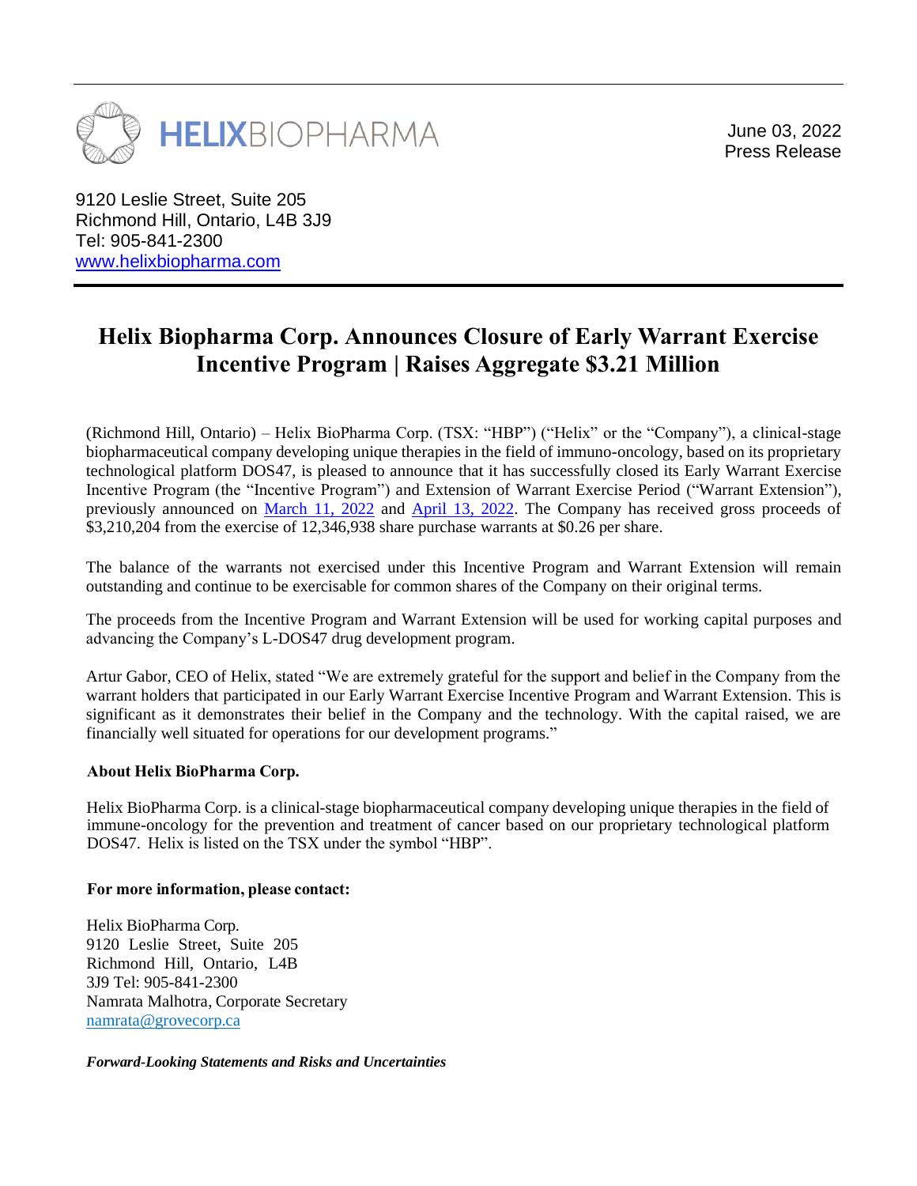HELIXBIOPHARMA

June 03, 2022
Press Release

9120 Leslie Street, Suite 205
Richmond Hill, Ontario, L4B 3J9
Tel: 905-841-2300
[www.helixbiopharma.com](www.helixbiopharma.com)

# Helix Biopharma Corp. Announces Closure of Early Warrant Exercise Incentive Program | Raises Aggregate $3.21 Million

(Richmond Hill, Ontario) – Helix BioPharma Corp. (TSX: "HBP") ("Helix" or the "Company"), a clinical-stage biopharmaceutical company developing unique therapies in the field of immuno-oncology, based on its proprietary technological platform DOS47, is pleased to announce that it has successfully closed its Early Warrant Exercise Incentive Program (the "Incentive Program") and Extension of Warrant Exercise Period ("Warrant Extension"), previously announced on March 11, 2022 and April 13, 2022. The Company has received gross proceeds of $3,210,204 from the exercise of 12,346,938 share purchase warrants at $0.26 per share.

The balance of the warrants not exercised under this Incentive Program and Warrant Extension will remain outstanding and continue to be exercisable for common shares of the Company on their original terms.

The proceeds from the Incentive Program and Warrant Extension will be used for working capital purposes and advancing the Company's L-DOS47 drug development program.

Artur Gabor, CEO of Helix, stated "We are extremely grateful for the support and belief in the Company from the warrant holders that participated in our Early Warrant Exercise Incentive Program and Warrant Extension. This is significant as it demonstrates their belief in the Company and the technology. With the capital raised, we are financially well situated for operations for our development programs."

**About Helix BioPharma Corp.**

Helix BioPharma Corp. is a clinical-stage biopharmaceutical company developing unique therapies in the field of immune-oncology for the prevention and treatment of cancer based on our proprietary technological platform DOS47. Helix is listed on the TSX under the symbol "HBP".

**For more information, please contact:**

Helix BioPharma Corp.
9120 Leslie Street, Suite 205
Richmond Hill, Ontario, L4B 3J9 Tel: 905-841-2300
Namrata Malhotra, Corporate Secretary
[namrata@grovecorp.ca](mailto:namrata@grovecorp.ca)

***Forward-Looking Statements and Risks and Uncertainties***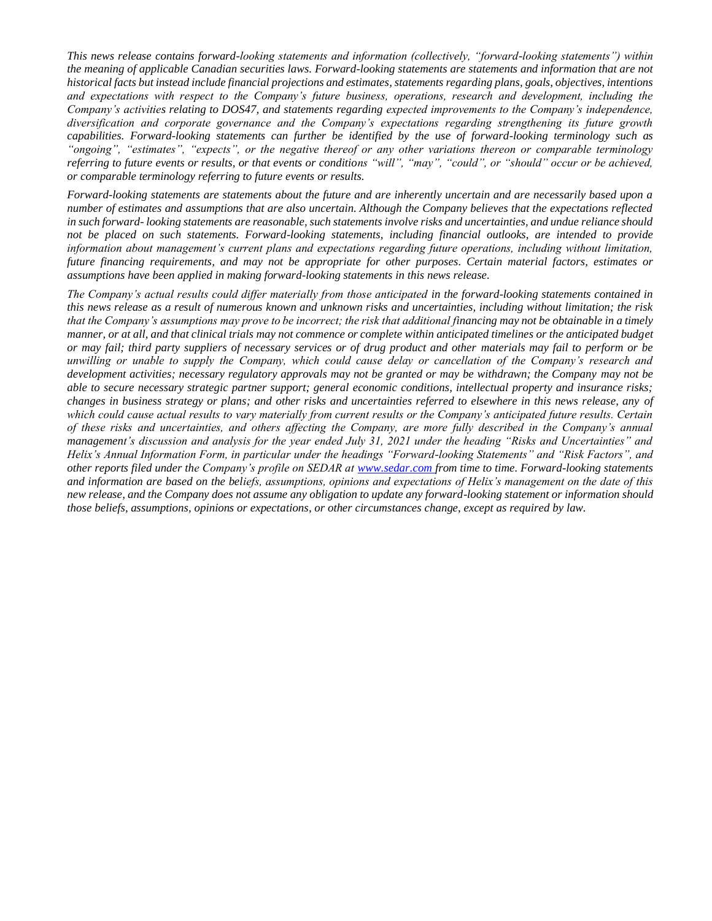*This news release contains forward-looking statements and information (collectively, "forward-looking statements") within the meaning of applicable Canadian securities laws. Forward-looking statements are statements and information that are not historical facts but instead include financial projections and estimates, statements regarding plans, goals, objectives, intentions and expectations with respect to the Company's future business, operations, research and development, including the Company's activities relating to DOS47, and statements regarding expected improvements to the Company's independence, diversification and corporate governance and the Company's expectations regarding strengthening its future growth capabilities. Forward-looking statements can further be identified by the use of forward-looking terminology such as "ongoing", "estimates", "expects", or the negative thereof or any other variations thereon or comparable terminology referring to future events or results, or that events or conditions "will", "may", "could", or "should" occur or be achieved, or comparable terminology referring to future events or results.*

*Forward-looking statements are statements about the future and are inherently uncertain and are necessarily based upon a number of estimates and assumptions that are also uncertain. Although the Company believes that the expectations reflected in such forward- looking statements are reasonable, such statements involve risks and uncertainties, and undue reliance should not be placed on such statements. Forward-looking statements, including financial outlooks, are intended to provide information about management's current plans and expectations regarding future operations, including without limitation, future financing requirements, and may not be appropriate for other purposes. Certain material factors, estimates or assumptions have been applied in making forward-looking statements in this news release.*

*The Company's actual results could differ materially from those anticipated in the forward-looking statements contained in this news release as a result of numerous known and unknown risks and uncertainties, including without limitation; the risk that the Company's assumptions may prove to be incorrect; the risk that additional financing may not be obtainable in a timely manner, or at all, and that clinical trials may not commence or complete within anticipated timelines or the anticipated budget or may fail; third party suppliers of necessary services or of drug product and other materials may fail to perform or be unwilling or unable to supply the Company, which could cause delay or cancellation of the Company's research and development activities; necessary regulatory approvals may not be granted or may be withdrawn; the Company may not be able to secure necessary strategic partner support; general economic conditions, intellectual property and insurance risks; changes in business strategy or plans; and other risks and uncertainties referred to elsewhere in this news release, any of which could cause actual results to vary materially from current results or the Company's anticipated future results. Certain of these risks and uncertainties, and others affecting the Company, are more fully described in the Company's annual management's discussion and analysis for the year ended July 31, 2021 under the heading "Risks and Uncertainties" and Helix's Annual Information Form, in particular under the headings "Forward-looking Statements" and "Risk Factors", and other reports filed under the Company's profile on SEDAR at [www.sedar.com](http://www.sedar.com) from time to time. Forward-looking statements and information are based on the beliefs, assumptions, opinions and expectations of Helix's management on the date of this new release, and the Company does not assume any obligation to update any forward-looking statement or information should those beliefs, assumptions, opinions or expectations, or other circumstances change, except as required by law.*